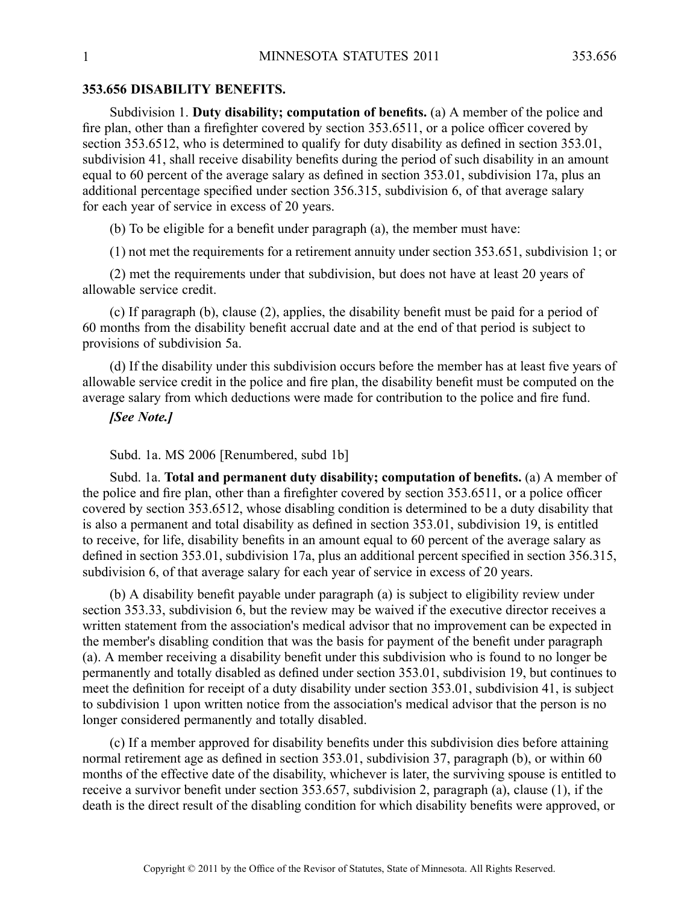## 353.656 DISABILITY BENEFITS.

Subdivision 1. **Duty disability; computation of benefits.** (a) A member of the police and fire plan, other than a firefighter covered by section 353.6511, or a police officer covered by section 353.6512, who is determined to qualify for duty disability as defined in section 353.01, subdivision 41, shall receive disability benefits during the period of such disability in an amount equal to 60 percent of the average salary as defined in section 353.01, subdivision 17a, plus an additional percentage specified under section 356.315, subdivision 6, of that average salary for each year of service in excess of 20 years.

(b) To be eligible for a benefit under paragraph (a), the member must have:

(1) not met the requirements for a retirement annuity under section 353.651, subdivision 1; or

(2) met the requirements under that subdivision, but does not have at least 20 years of allowable service credit.

(c) If paragraph (b), clause (2), applies, the disability benefit must be paid for a period of 60 months from the disability benefit accrual date and at the end of that period is subject to provisions of subdivision 5a.

(d) If the disability under this subdivision occurs before the member has at least five years of allowable service credit in the police and fire plan, the disability benefit must be computed on the average salary from which deductions were made for contribution to the police and fire fund.

***[See Note.]***

Subd. 1a. MS 2006 [Renumbered, subd 1b]

Subd. 1a. **Total and permanent duty disability; computation of benefits.** (a) A member of the police and fire plan, other than a firefighter covered by section 353.6511, or a police officer covered by section 353.6512, whose disabling condition is determined to be a duty disability that is also a permanent and total disability as defined in section 353.01, subdivision 19, is entitled to receive, for life, disability benefits in an amount equal to 60 percent of the average salary as defined in section 353.01, subdivision 17a, plus an additional percent specified in section 356.315, subdivision 6, of that average salary for each year of service in excess of 20 years.

(b) A disability benefit payable under paragraph (a) is subject to eligibility review under section 353.33, subdivision 6, but the review may be waived if the executive director receives a written statement from the association's medical advisor that no improvement can be expected in the member's disabling condition that was the basis for payment of the benefit under paragraph (a). A member receiving a disability benefit under this subdivision who is found to no longer be permanently and totally disabled as defined under section 353.01, subdivision 19, but continues to meet the definition for receipt of a duty disability under section 353.01, subdivision 41, is subject to subdivision 1 upon written notice from the association's medical advisor that the person is no longer considered permanently and totally disabled.

(c) If a member approved for disability benefits under this subdivision dies before attaining normal retirement age as defined in section 353.01, subdivision 37, paragraph (b), or within 60 months of the effective date of the disability, whichever is later, the surviving spouse is entitled to receive a survivor benefit under section 353.657, subdivision 2, paragraph (a), clause (1), if the death is the direct result of the disabling condition for which disability benefits were approved, or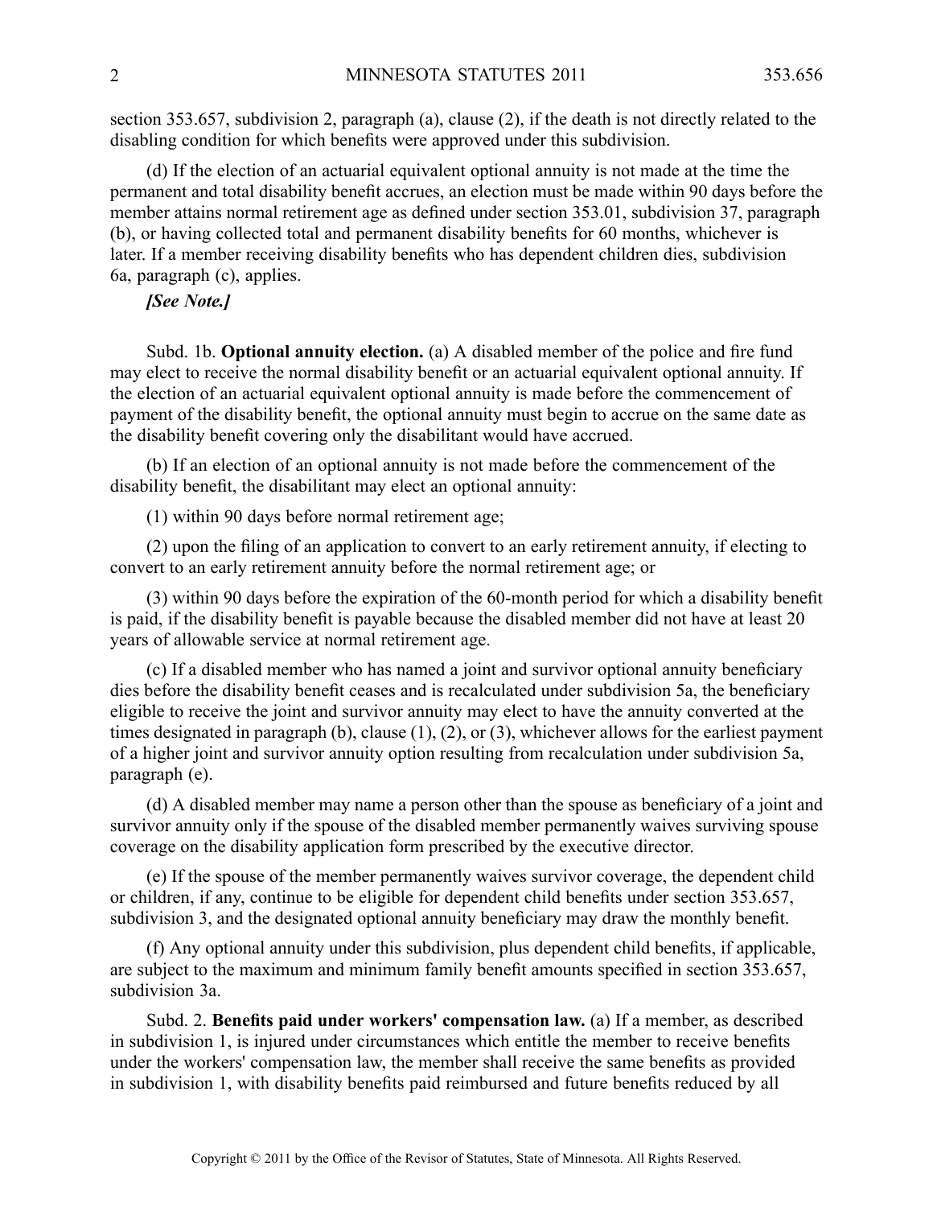section 353.657, subdivision 2, paragraph (a), clause (2), if the death is not directly related to the disabling condition for which benefits were approved under this subdivision.

(d) If the election of an actuarial equivalent optional annuity is not made at the time the permanent and total disability benefit accrues, an election must be made within 90 days before the member attains normal retirement age as defined under section 353.01, subdivision 37, paragraph (b), or having collected total and permanent disability benefits for 60 months, whichever is later. If a member receiving disability benefits who has dependent children dies, subdivision 6a, paragraph (c), applies.

***[See Note.]***

Subd. 1b. **Optional annuity election.** (a) A disabled member of the police and fire fund may elect to receive the normal disability benefit or an actuarial equivalent optional annuity. If the election of an actuarial equivalent optional annuity is made before the commencement of payment of the disability benefit, the optional annuity must begin to accrue on the same date as the disability benefit covering only the disabilitant would have accrued.

(b) If an election of an optional annuity is not made before the commencement of the disability benefit, the disabilitant may elect an optional annuity:

(1) within 90 days before normal retirement age;

(2) upon the filing of an application to convert to an early retirement annuity, if electing to convert to an early retirement annuity before the normal retirement age; or

(3) within 90 days before the expiration of the 60-month period for which a disability benefit is paid, if the disability benefit is payable because the disabled member did not have at least 20 years of allowable service at normal retirement age.

(c) If a disabled member who has named a joint and survivor optional annuity beneficiary dies before the disability benefit ceases and is recalculated under subdivision 5a, the beneficiary eligible to receive the joint and survivor annuity may elect to have the annuity converted at the times designated in paragraph (b), clause (1), (2), or (3), whichever allows for the earliest payment of a higher joint and survivor annuity option resulting from recalculation under subdivision 5a, paragraph (e).

(d) A disabled member may name a person other than the spouse as beneficiary of a joint and survivor annuity only if the spouse of the disabled member permanently waives surviving spouse coverage on the disability application form prescribed by the executive director.

(e) If the spouse of the member permanently waives survivor coverage, the dependent child or children, if any, continue to be eligible for dependent child benefits under section 353.657, subdivision 3, and the designated optional annuity beneficiary may draw the monthly benefit.

(f) Any optional annuity under this subdivision, plus dependent child benefits, if applicable, are subject to the maximum and minimum family benefit amounts specified in section 353.657, subdivision 3a.

Subd. 2. **Benefits paid under workers' compensation law.** (a) If a member, as described in subdivision 1, is injured under circumstances which entitle the member to receive benefits under the workers' compensation law, the member shall receive the same benefits as provided in subdivision 1, with disability benefits paid reimbursed and future benefits reduced by all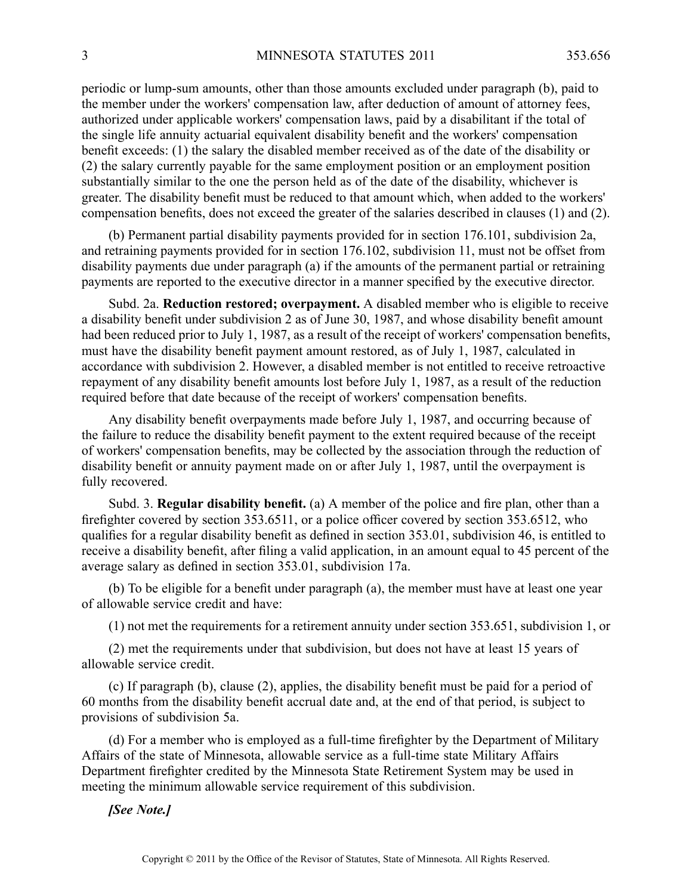periodic or lump-sum amounts, other than those amounts excluded under paragraph (b), paid to the member under the workers' compensation law, after deduction of amount of attorney fees, authorized under applicable workers' compensation laws, paid by a disabilitant if the total of the single life annuity actuarial equivalent disability benefit and the workers' compensation benefit exceeds: (1) the salary the disabled member received as of the date of the disability or (2) the salary currently payable for the same employment position or an employment position substantially similar to the one the person held as of the date of the disability, whichever is greater. The disability benefit must be reduced to that amount which, when added to the workers' compensation benefits, does not exceed the greater of the salaries described in clauses (1) and (2).

(b) Permanent partial disability payments provided for in section 176.101, subdivision 2a, and retraining payments provided for in section 176.102, subdivision 11, must not be offset from disability payments due under paragraph (a) if the amounts of the permanent partial or retraining payments are reported to the executive director in a manner specified by the executive director.

Subd. 2a. **Reduction restored; overpayment.** A disabled member who is eligible to receive a disability benefit under subdivision 2 as of June 30, 1987, and whose disability benefit amount had been reduced prior to July 1, 1987, as a result of the receipt of workers' compensation benefits, must have the disability benefit payment amount restored, as of July 1, 1987, calculated in accordance with subdivision 2. However, a disabled member is not entitled to receive retroactive repayment of any disability benefit amounts lost before July 1, 1987, as a result of the reduction required before that date because of the receipt of workers' compensation benefits.

Any disability benefit overpayments made before July 1, 1987, and occurring because of the failure to reduce the disability benefit payment to the extent required because of the receipt of workers' compensation benefits, may be collected by the association through the reduction of disability benefit or annuity payment made on or after July 1, 1987, until the overpayment is fully recovered.

Subd. 3. **Regular disability benefit.** (a) A member of the police and fire plan, other than a firefighter covered by section 353.6511, or a police officer covered by section 353.6512, who qualifies for a regular disability benefit as defined in section 353.01, subdivision 46, is entitled to receive a disability benefit, after filing a valid application, in an amount equal to 45 percent of the average salary as defined in section 353.01, subdivision 17a.

(b) To be eligible for a benefit under paragraph (a), the member must have at least one year of allowable service credit and have:

(1) not met the requirements for a retirement annuity under section 353.651, subdivision 1, or

(2) met the requirements under that subdivision, but does not have at least 15 years of allowable service credit.

(c) If paragraph (b), clause (2), applies, the disability benefit must be paid for a period of 60 months from the disability benefit accrual date and, at the end of that period, is subject to provisions of subdivision 5a.

(d) For a member who is employed as a full-time firefighter by the Department of Military Affairs of the state of Minnesota, allowable service as a full-time state Military Affairs Department firefighter credited by the Minnesota State Retirement System may be used in meeting the minimum allowable service requirement of this subdivision.

***[See Note.]***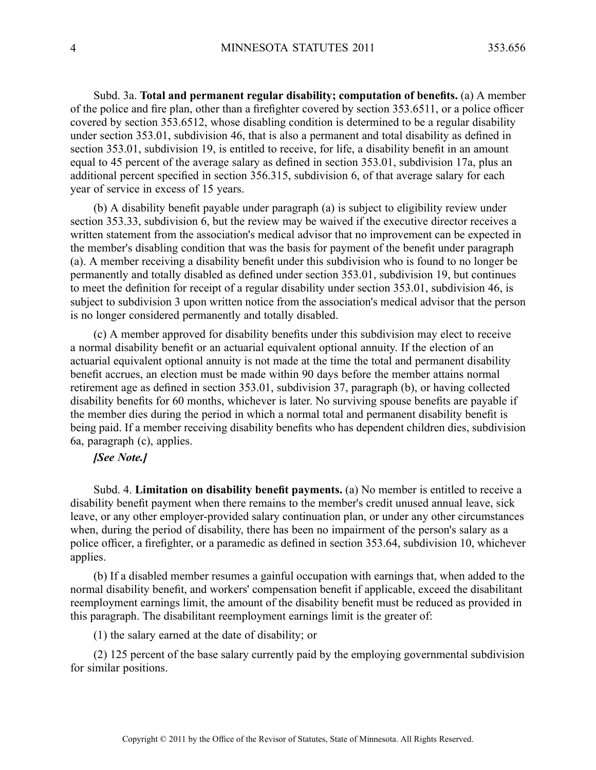Subd. 3a. **Total and permanent regular disability; computation of benefits.** (a) A member of the police and fire plan, other than a firefighter covered by section 353.6511, or a police officer covered by section 353.6512, whose disabling condition is determined to be a regular disability under section 353.01, subdivision 46, that is also a permanent and total disability as defined in section 353.01, subdivision 19, is entitled to receive, for life, a disability benefit in an amount equal to 45 percent of the average salary as defined in section 353.01, subdivision 17a, plus an additional percent specified in section 356.315, subdivision 6, of that average salary for each year of service in excess of 15 years.

(b) A disability benefit payable under paragraph (a) is subject to eligibility review under section 353.33, subdivision 6, but the review may be waived if the executive director receives a written statement from the association's medical advisor that no improvement can be expected in the member's disabling condition that was the basis for payment of the benefit under paragraph (a). A member receiving a disability benefit under this subdivision who is found to no longer be permanently and totally disabled as defined under section 353.01, subdivision 19, but continues to meet the definition for receipt of a regular disability under section 353.01, subdivision 46, is subject to subdivision 3 upon written notice from the association's medical advisor that the person is no longer considered permanently and totally disabled.

(c) A member approved for disability benefits under this subdivision may elect to receive a normal disability benefit or an actuarial equivalent optional annuity. If the election of an actuarial equivalent optional annuity is not made at the time the total and permanent disability benefit accrues, an election must be made within 90 days before the member attains normal retirement age as defined in section 353.01, subdivision 37, paragraph (b), or having collected disability benefits for 60 months, whichever is later. No surviving spouse benefits are payable if the member dies during the period in which a normal total and permanent disability benefit is being paid. If a member receiving disability benefits who has dependent children dies, subdivision 6a, paragraph (c), applies.

***[See Note.]***

Subd. 4. **Limitation on disability benefit payments.** (a) No member is entitled to receive a disability benefit payment when there remains to the member's credit unused annual leave, sick leave, or any other employer-provided salary continuation plan, or under any other circumstances when, during the period of disability, there has been no impairment of the person's salary as a police officer, a firefighter, or a paramedic as defined in section 353.64, subdivision 10, whichever applies.

(b) If a disabled member resumes a gainful occupation with earnings that, when added to the normal disability benefit, and workers' compensation benefit if applicable, exceed the disabilitant reemployment earnings limit, the amount of the disability benefit must be reduced as provided in this paragraph. The disabilitant reemployment earnings limit is the greater of:

(1) the salary earned at the date of disability; or

(2) 125 percent of the base salary currently paid by the employing governmental subdivision for similar positions.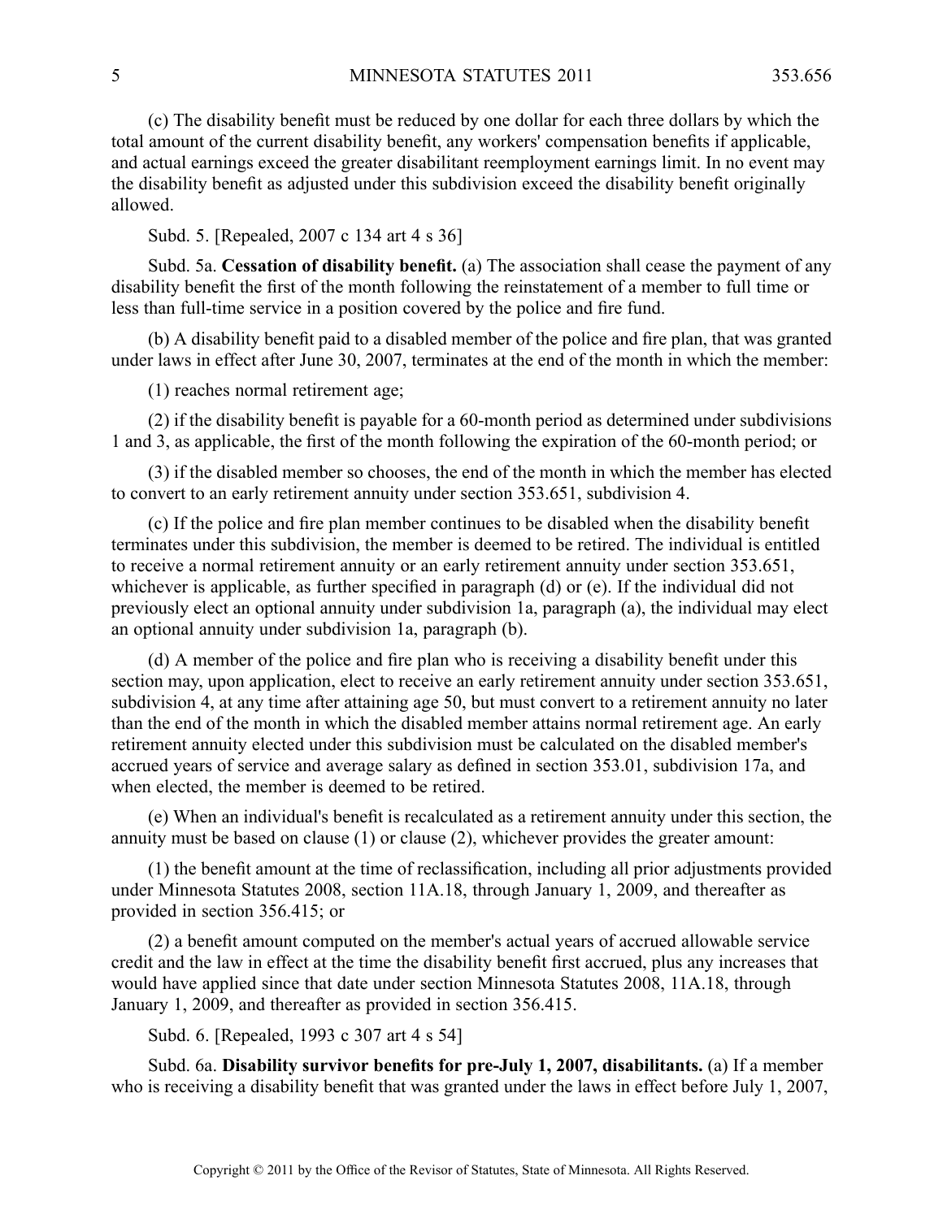(c) The disability benefit must be reduced by one dollar for each three dollars by which the total amount of the current disability benefit, any workers' compensation benefits if applicable, and actual earnings exceed the greater disabilitant reemployment earnings limit. In no event may the disability benefit as adjusted under this subdivision exceed the disability benefit originally allowed.

Subd. 5. [Repealed, 2007 c 134 art 4 s 36]

Subd. 5a. **Cessation of disability benefit.** (a) The association shall cease the payment of any disability benefit the first of the month following the reinstatement of a member to full time or less than full-time service in a position covered by the police and fire fund.

(b) A disability benefit paid to a disabled member of the police and fire plan, that was granted under laws in effect after June 30, 2007, terminates at the end of the month in which the member:

(1) reaches normal retirement age;

(2) if the disability benefit is payable for a 60-month period as determined under subdivisions 1 and 3, as applicable, the first of the month following the expiration of the 60-month period; or

(3) if the disabled member so chooses, the end of the month in which the member has elected to convert to an early retirement annuity under section 353.651, subdivision 4.

(c) If the police and fire plan member continues to be disabled when the disability benefit terminates under this subdivision, the member is deemed to be retired. The individual is entitled to receive a normal retirement annuity or an early retirement annuity under section 353.651, whichever is applicable, as further specified in paragraph (d) or (e). If the individual did not previously elect an optional annuity under subdivision 1a, paragraph (a), the individual may elect an optional annuity under subdivision 1a, paragraph (b).

(d) A member of the police and fire plan who is receiving a disability benefit under this section may, upon application, elect to receive an early retirement annuity under section 353.651, subdivision 4, at any time after attaining age 50, but must convert to a retirement annuity no later than the end of the month in which the disabled member attains normal retirement age. An early retirement annuity elected under this subdivision must be calculated on the disabled member's accrued years of service and average salary as defined in section 353.01, subdivision 17a, and when elected, the member is deemed to be retired.

(e) When an individual's benefit is recalculated as a retirement annuity under this section, the annuity must be based on clause (1) or clause (2), whichever provides the greater amount:

(1) the benefit amount at the time of reclassification, including all prior adjustments provided under Minnesota Statutes 2008, section 11A.18, through January 1, 2009, and thereafter as provided in section 356.415; or

(2) a benefit amount computed on the member's actual years of accrued allowable service credit and the law in effect at the time the disability benefit first accrued, plus any increases that would have applied since that date under section Minnesota Statutes 2008, 11A.18, through January 1, 2009, and thereafter as provided in section 356.415.

Subd. 6. [Repealed, 1993 c 307 art 4 s 54]

Subd. 6a. **Disability survivor benefits for pre-July 1, 2007, disabilitants.** (a) If a member who is receiving a disability benefit that was granted under the laws in effect before July 1, 2007,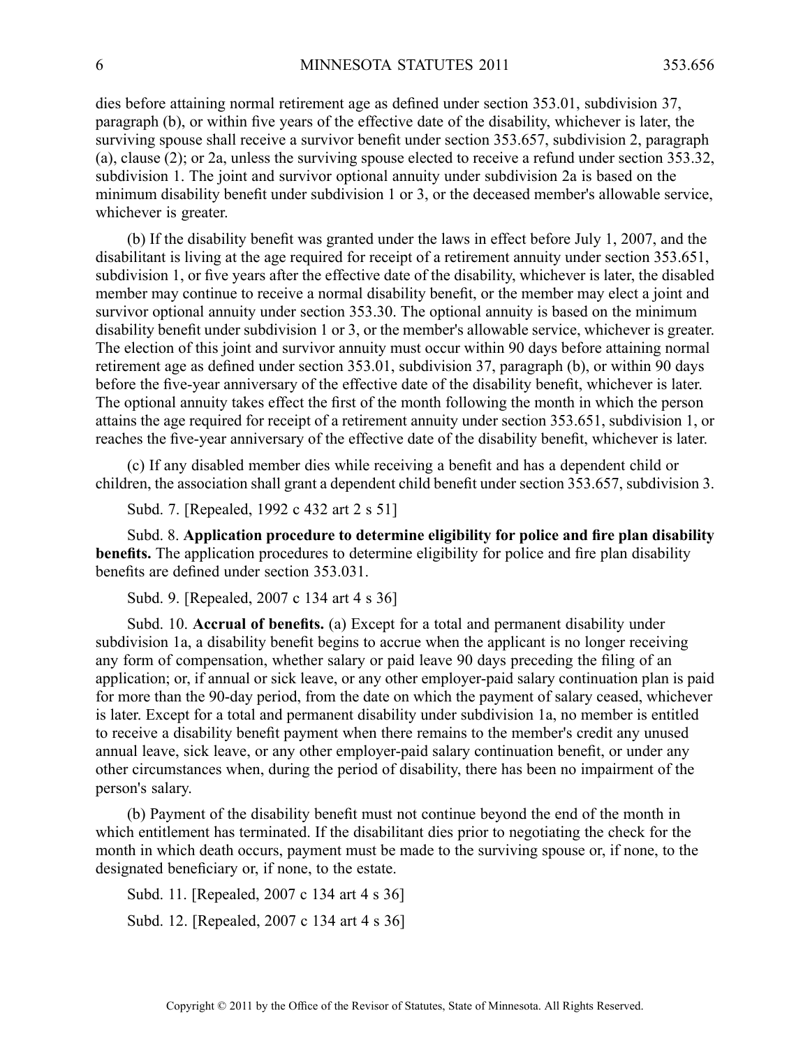dies before attaining normal retirement age as defined under section 353.01, subdivision 37, paragraph (b), or within five years of the effective date of the disability, whichever is later, the surviving spouse shall receive a survivor benefit under section 353.657, subdivision 2, paragraph (a), clause (2); or 2a, unless the surviving spouse elected to receive a refund under section 353.32, subdivision 1. The joint and survivor optional annuity under subdivision 2a is based on the minimum disability benefit under subdivision 1 or 3, or the deceased member's allowable service, whichever is greater.

(b) If the disability benefit was granted under the laws in effect before July 1, 2007, and the disabilitant is living at the age required for receipt of a retirement annuity under section 353.651, subdivision 1, or five years after the effective date of the disability, whichever is later, the disabled member may continue to receive a normal disability benefit, or the member may elect a joint and survivor optional annuity under section 353.30. The optional annuity is based on the minimum disability benefit under subdivision 1 or 3, or the member's allowable service, whichever is greater. The election of this joint and survivor annuity must occur within 90 days before attaining normal retirement age as defined under section 353.01, subdivision 37, paragraph (b), or within 90 days before the five-year anniversary of the effective date of the disability benefit, whichever is later. The optional annuity takes effect the first of the month following the month in which the person attains the age required for receipt of a retirement annuity under section 353.651, subdivision 1, or reaches the five-year anniversary of the effective date of the disability benefit, whichever is later.

(c) If any disabled member dies while receiving a benefit and has a dependent child or children, the association shall grant a dependent child benefit under section 353.657, subdivision 3.

Subd. 7. [Repealed, 1992 c 432 art 2 s 51]

Subd. 8. **Application procedure to determine eligibility for police and fire plan disability benefits.** The application procedures to determine eligibility for police and fire plan disability benefits are defined under section 353.031.

Subd. 9. [Repealed, 2007 c 134 art 4 s 36]

Subd. 10. **Accrual of benefits.** (a) Except for a total and permanent disability under subdivision 1a, a disability benefit begins to accrue when the applicant is no longer receiving any form of compensation, whether salary or paid leave 90 days preceding the filing of an application; or, if annual or sick leave, or any other employer-paid salary continuation plan is paid for more than the 90-day period, from the date on which the payment of salary ceased, whichever is later. Except for a total and permanent disability under subdivision 1a, no member is entitled to receive a disability benefit payment when there remains to the member's credit any unused annual leave, sick leave, or any other employer-paid salary continuation benefit, or under any other circumstances when, during the period of disability, there has been no impairment of the person's salary.

(b) Payment of the disability benefit must not continue beyond the end of the month in which entitlement has terminated. If the disabilitant dies prior to negotiating the check for the month in which death occurs, payment must be made to the surviving spouse or, if none, to the designated beneficiary or, if none, to the estate.

Subd. 11. [Repealed, 2007 c 134 art 4 s 36]

Subd. 12. [Repealed, 2007 c 134 art 4 s 36]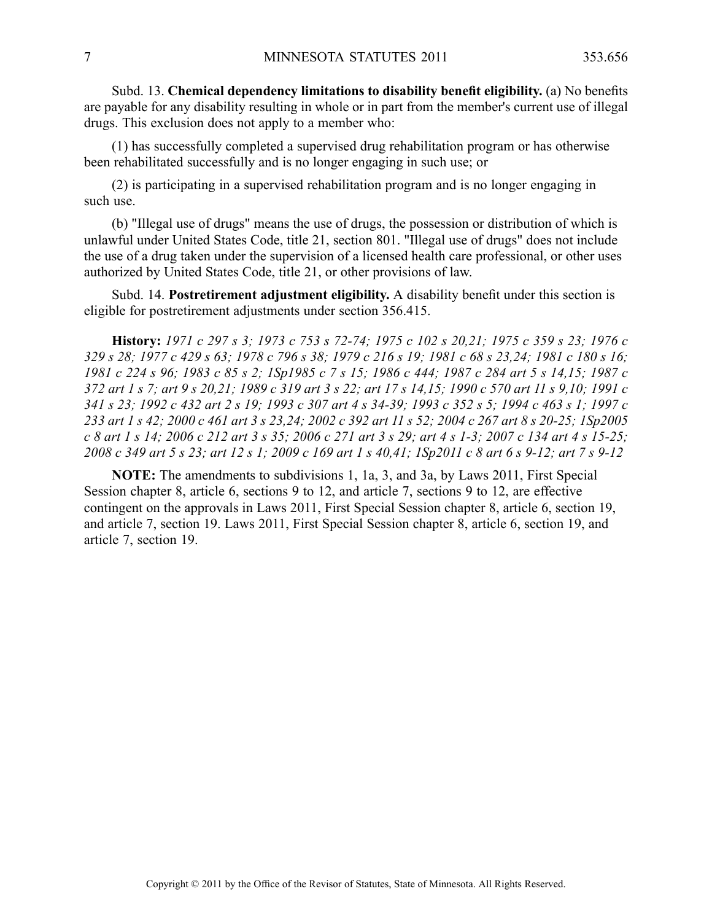Subd. 13. **Chemical dependency limitations to disability benefit eligibility.** (a) No benefits are payable for any disability resulting in whole or in part from the member's current use of illegal drugs. This exclusion does not apply to a member who:

(1) has successfully completed a supervised drug rehabilitation program or has otherwise been rehabilitated successfully and is no longer engaging in such use; or

(2) is participating in a supervised rehabilitation program and is no longer engaging in such use.

(b) "Illegal use of drugs" means the use of drugs, the possession or distribution of which is unlawful under United States Code, title 21, section 801. "Illegal use of drugs" does not include the use of a drug taken under the supervision of a licensed health care professional, or other uses authorized by United States Code, title 21, or other provisions of law.

Subd. 14. **Postretirement adjustment eligibility.** A disability benefit under this section is eligible for postretirement adjustments under section 356.415.

**History:** *1971 c 297 s 3; 1973 c 753 s 72-74; 1975 c 102 s 20,21; 1975 c 359 s 23; 1976 c 329 s 28; 1977 c 429 s 63; 1978 c 796 s 38; 1979 c 216 s 19; 1981 c 68 s 23,24; 1981 c 180 s 16; 1981 c 224 s 96; 1983 c 85 s 2; 1Sp1985 c 7 s 15; 1986 c 444; 1987 c 284 art 5 s 14,15; 1987 c 372 art 1 s 7; art 9 s 20,21; 1989 c 319 art 3 s 22; art 17 s 14,15; 1990 c 570 art 11 s 9,10; 1991 c 341 s 23; 1992 c 432 art 2 s 19; 1993 c 307 art 4 s 34-39; 1993 c 352 s 5; 1994 c 463 s 1; 1997 c 233 art 1 s 42; 2000 c 461 art 3 s 23,24; 2002 c 392 art 11 s 52; 2004 c 267 art 8 s 20-25; 1Sp2005 c 8 art 1 s 14; 2006 c 212 art 3 s 35; 2006 c 271 art 3 s 29; art 4 s 1-3; 2007 c 134 art 4 s 15-25; 2008 c 349 art 5 s 23; art 12 s 1; 2009 c 169 art 1 s 40,41; 1Sp2011 c 8 art 6 s 9-12; art 7 s 9-12*

**NOTE:** The amendments to subdivisions 1, 1a, 3, and 3a, by Laws 2011, First Special Session chapter 8, article 6, sections 9 to 12, and article 7, sections 9 to 12, are effective contingent on the approvals in Laws 2011, First Special Session chapter 8, article 6, section 19, and article 7, section 19. Laws 2011, First Special Session chapter 8, article 6, section 19, and article 7, section 19.